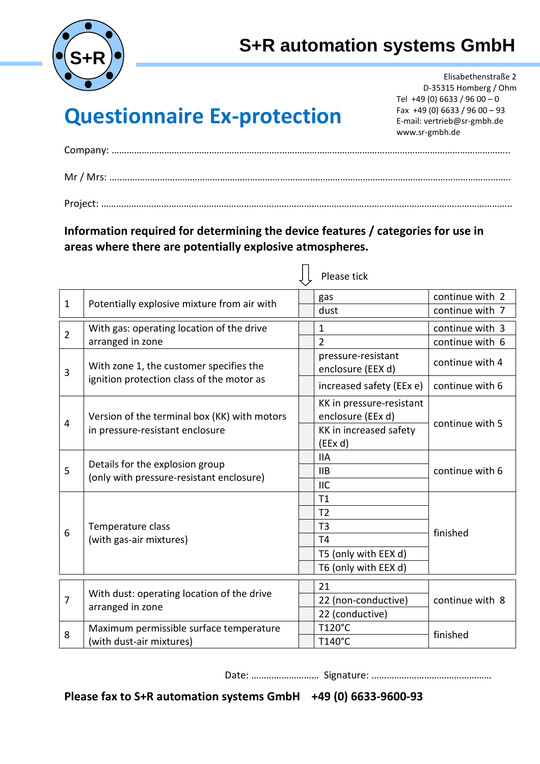S+R

# S+R automation systems GmbH

Elisabethenstraße 2
D-35315 Homberg / Ohm
Tel +49 (0) 6633 / 96 00 – 0
Fax +49 (0) 6633 / 96 00 – 93
E-mail: vertrieb@sr-gmbh.de
www.sr-gmbh.de

# Questionnaire Ex-protection

Company: ……………………………………………………………………………………………………………………………………………

Mr / Mrs: ……………………………………………………………………………………………………………………………………………

Project: ……………………………………………………………………………………………………………………………………………

**Information required for determining the device features / categories for use in areas where there are potentially explosive atmospheres.**

Please tick

| No. | Question | Tick | Option | Next step |
|---|---|---|---|---|
| 1 | Potentially explosive mixture from air with | | gas | continue with 2 |
| | | | dust | continue with 7 |
| 2 | With gas: operating location of the drive arranged in zone | | 1 | continue with 3 |
| | | | 2 | continue with 6 |
| 3 | With zone 1, the customer specifies the ignition protection class of the motor as | | pressure-resistant enclosure (EEX d) | continue with 4 |
| | | | increased safety (EEx e) | continue with 6 |
| 4 | Version of the terminal box (KK) with motors in pressure-resistant enclosure | | KK in pressure-resistant enclosure (EEx d) | continue with 5 |
| | | | KK in increased safety (EEx d) | |
| 5 | Details for the explosion group (only with pressure-resistant enclosure) | | IIA | continue with 6 |
| | | | IIB | |
| | | | IIC | |
| 6 | Temperature class (with gas-air mixtures) | | T1 | finished |
| | | | T2 | |
| | | | T3 | |
| | | | T4 | |
| | | | T5 (only with EEX d) | |
| | | | T6 (only with EEX d) | |
| 7 | With dust: operating location of the drive arranged in zone | | 21 | continue with 8 |
| | | | 22 (non-conductive) | |
| | | | 22 (conductive) | |
| 8 | Maximum permissible surface temperature (with dust-air mixtures) | | T120°C | finished |
| | | | T140°C | |

Date: ……………………… Signature: …………………………………………

**Please fax to S+R automation systems GmbH +49 (0) 6633-9600-93**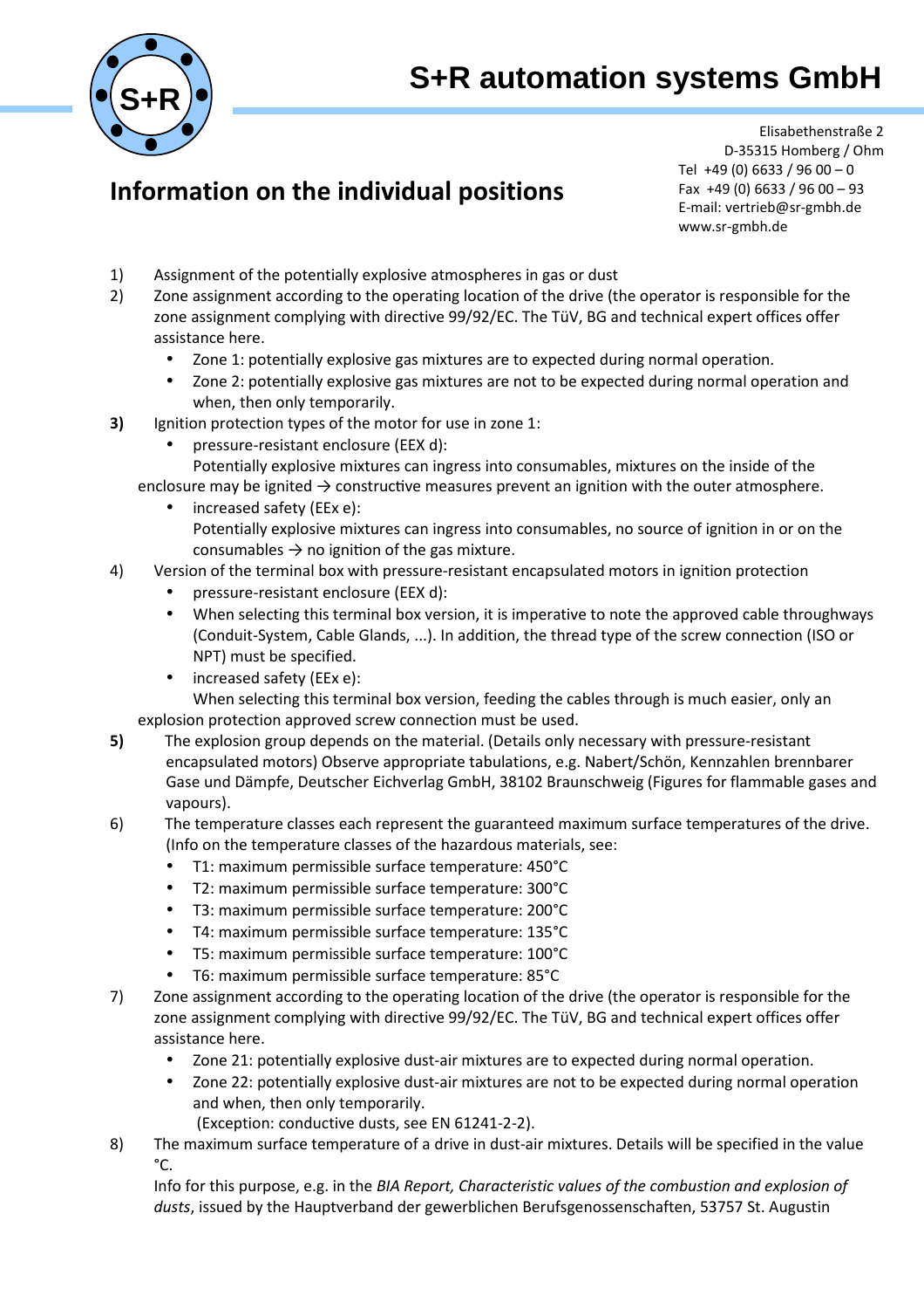# S+R automation systems GmbH

Elisabethenstraße 2
D-35315 Homberg / Ohm
Tel +49 (0) 6633 / 96 00 – 0
Fax +49 (0) 6633 / 96 00 – 93
E-mail: vertrieb@sr-gmbh.de
www.sr-gmbh.de

## Information on the individual positions

1) Assignment of the potentially explosive atmospheres in gas or dust
2) Zone assignment according to the operating location of the drive (the operator is responsible for the zone assignment complying with directive 99/92/EC. The TüV, BG and technical expert offices offer assistance here.
   - Zone 1: potentially explosive gas mixtures are to expected during normal operation.
   - Zone 2: potentially explosive gas mixtures are not to be expected during normal operation and when, then only temporarily.

**3)** Ignition protection types of the motor for use in zone 1:
   - pressure-resistant enclosure (EEX d):
     Potentially explosive mixtures can ingress into consumables, mixtures on the inside of the enclosure may be ignited → constructive measures prevent an ignition with the outer atmosphere.
   - increased safety (EEx e):
     Potentially explosive mixtures can ingress into consumables, no source of ignition in or on the consumables → no ignition of the gas mixture.

4) Version of the terminal box with pressure-resistant encapsulated motors in ignition protection
   - pressure-resistant enclosure (EEX d):
   - When selecting this terminal box version, it is imperative to note the approved cable throughways (Conduit-System, Cable Glands, ...). In addition, the thread type of the screw connection (ISO or NPT) must be specified.
   - increased safety (EEx e):
     When selecting this terminal box version, feeding the cables through is much easier, only an explosion protection approved screw connection must be used.

**5)** The explosion group depends on the material. (Details only necessary with pressure-resistant encapsulated motors) Observe appropriate tabulations, e.g. Nabert/Schön, Kennzahlen brennbarer Gase und Dämpfe, Deutscher Eichverlag GmbH, 38102 Braunschweig (Figures for flammable gases and vapours).

6) The temperature classes each represent the guaranteed maximum surface temperatures of the drive. (Info on the temperature classes of the hazardous materials, see:
   - T1: maximum permissible surface temperature: 450°C
   - T2: maximum permissible surface temperature: 300°C
   - T3: maximum permissible surface temperature: 200°C
   - T4: maximum permissible surface temperature: 135°C
   - T5: maximum permissible surface temperature: 100°C
   - T6: maximum permissible surface temperature: 85°C

7) Zone assignment according to the operating location of the drive (the operator is responsible for the zone assignment complying with directive 99/92/EC. The TüV, BG and technical expert offices offer assistance here.
   - Zone 21: potentially explosive dust-air mixtures are to expected during normal operation.
   - Zone 22: potentially explosive dust-air mixtures are not to be expected during normal operation and when, then only temporarily.
     (Exception: conductive dusts, see EN 61241-2-2).

8) The maximum surface temperature of a drive in dust-air mixtures. Details will be specified in the value °C.
   Info for this purpose, e.g. in the *BIA Report, Characteristic values of the combustion and explosion of dusts*, issued by the Hauptverband der gewerblichen Berufsgenossenschaften, 53757 St. Augustin